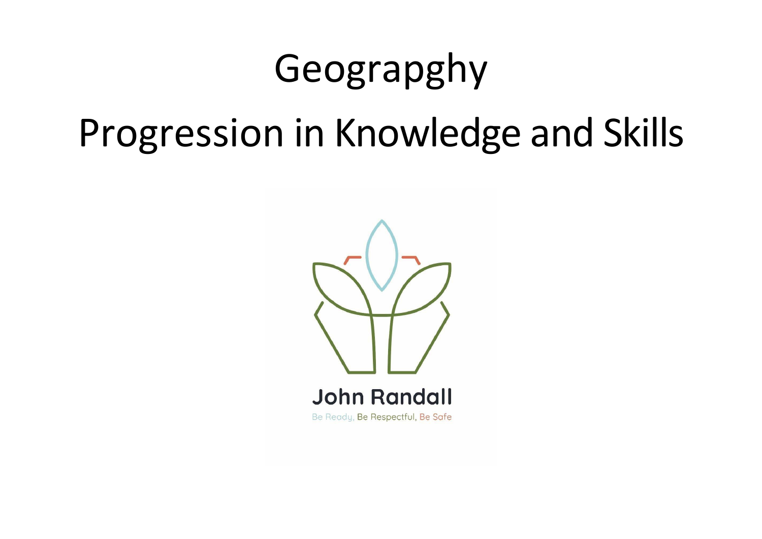# Geograpghy

# Progression in Knowledge and Skills

John Randall

Be Ready, Be Respectful, Be Safe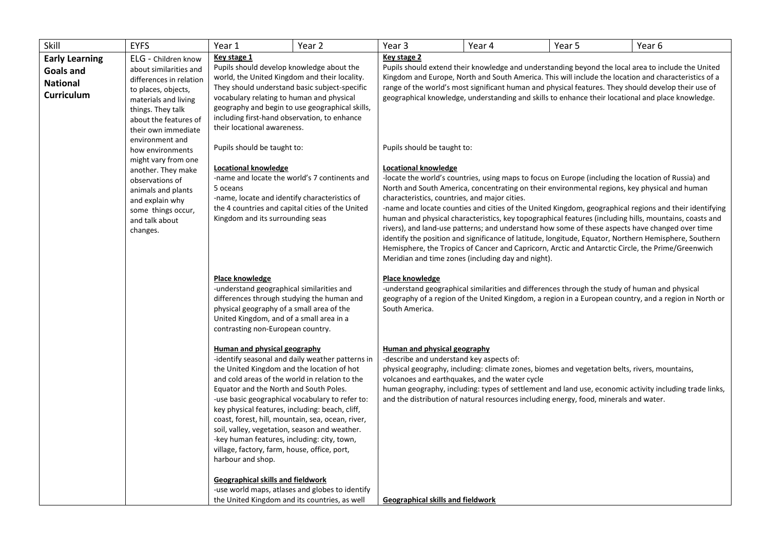| Skill | EYFS | Year 1 | Year 2 | Year 3 | Year 4 | Year 5 | Year 6 |
|---|---|---|---|---|---|---|---|
| **Early Learning Goals and National Curriculum** | ELG - Children know about similarities and differences in relation to places, objects, materials and living things. They talk about the features of their own immediate environment and how environments might vary from one another. They make observations of animals and plants and explain why some things occur, and talk about changes. | **Key stage 1**<br>Pupils should develop knowledge about the world, the United Kingdom and their locality. They should understand basic subject-specific vocabulary relating to human and physical geography and begin to use geographical skills, including first-hand observation, to enhance their locational awareness.<br><br>Pupils should be taught to:<br><br>**Locational knowledge**<br>-name and locate the world's 7 continents and 5 oceans<br>-name, locate and identify characteristics of the 4 countries and capital cities of the United Kingdom and its surrounding seas<br><br>**Place knowledge**<br>-understand geographical similarities and differences through studying the human and physical geography of a small area of the United Kingdom, and of a small area in a contrasting non-European country.<br><br>**Human and physical geography**<br>-identify seasonal and daily weather patterns in the United Kingdom and the location of hot and cold areas of the world in relation to the Equator and the North and South Poles.<br>-use basic geographical vocabulary to refer to: key physical features, including: beach, cliff, coast, forest, hill, mountain, sea, ocean, river, soil, valley, vegetation, season and weather.<br>-key human features, including: city, town, village, factory, farm, house, office, port, harbour and shop.<br><br>**Geographical skills and fieldwork**<br>-use world maps, atlases and globes to identify the United Kingdom and its countries, as well | | **Key stage 2**<br>Pupils should extend their knowledge and understanding beyond the local area to include the United Kingdom and Europe, North and South America. This will include the location and characteristics of a range of the world's most significant human and physical features. They should develop their use of geographical knowledge, understanding and skills to enhance their locational and place knowledge.<br><br>Pupils should be taught to:<br><br>**Locational knowledge**<br>-locate the world's countries, using maps to focus on Europe (including the location of Russia) and North and South America, concentrating on their environmental regions, key physical and human characteristics, countries, and major cities.<br>-name and locate counties and cities of the United Kingdom, geographical regions and their identifying human and physical characteristics, key topographical features (including hills, mountains, coasts and rivers), and land-use patterns; and understand how some of these aspects have changed over time identify the position and significance of latitude, longitude, Equator, Northern Hemisphere, Southern Hemisphere, the Tropics of Cancer and Capricorn, Arctic and Antarctic Circle, the Prime/Greenwich Meridian and time zones (including day and night).<br><br>**Place knowledge**<br>-understand geographical similarities and differences through the study of human and physical geography of a region of the United Kingdom, a region in a European country, and a region in North or South America.<br><br>**Human and physical geography**<br>-describe and understand key aspects of:<br>physical geography, including: climate zones, biomes and vegetation belts, rivers, mountains, volcanoes and earthquakes, and the water cycle<br>human geography, including: types of settlement and land use, economic activity including trade links, and the distribution of natural resources including energy, food, minerals and water.<br><br>**Geographical skills and fieldwork** | | | |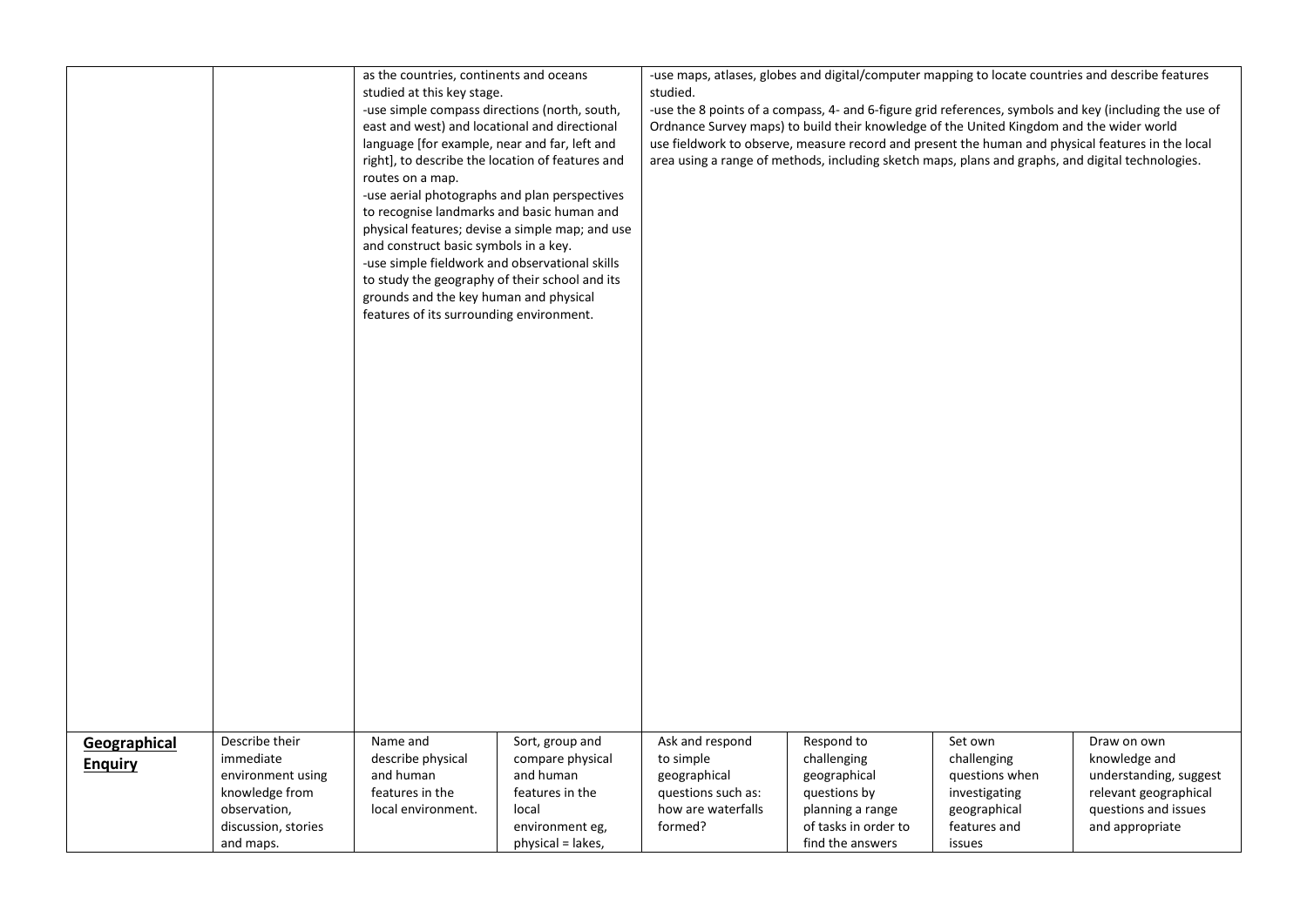| | | | | | | | |
|---|---|---|---|---|---|---|---|
| | | as the countries, continents and oceans studied at this key stage.<br>-use simple compass directions (north, south, east and west) and locational and directional language [for example, near and far, left and right], to describe the location of features and routes on a map.<br>-use aerial photographs and plan perspectives to recognise landmarks and basic human and physical features; devise a simple map; and use and construct basic symbols in a key.<br>-use simple fieldwork and observational skills to study the geography of their school and its grounds and the key human and physical features of its surrounding environment. | | -use maps, atlases, globes and digital/computer mapping to locate countries and describe features studied.<br>-use the 8 points of a compass, 4- and 6-figure grid references, symbols and key (including the use of Ordnance Survey maps) to build their knowledge of the United Kingdom and the wider world<br>use fieldwork to observe, measure record and present the human and physical features in the local area using a range of methods, including sketch maps, plans and graphs, and digital technologies. | | | |
| **Geographical Enquiry** | Describe their immediate environment using knowledge from observation, discussion, stories and maps. | Name and describe physical and human features in the local environment. | Sort, group and compare physical and human features in the local environment eg, physical = lakes, | Ask and respond to simple geographical questions such as: how are waterfalls formed? | Respond to challenging geographical questions by planning a range of tasks in order to find the answers | Set own challenging questions when investigating geographical features and issues | Draw on own knowledge and understanding, suggest relevant geographical questions and issues and appropriate |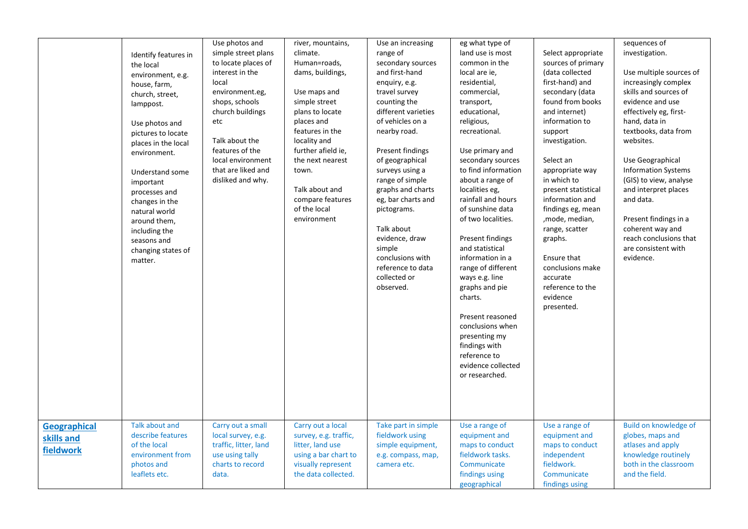| | | | | | | | |
|---|---|---|---|---|---|---|---|
| | Identify features in the local environment, e.g. house, farm, church, street, lamppost.<br><br>Use photos and pictures to locate places in the local environment.<br><br>Understand some important processes and changes in the natural world around them, including the seasons and changing states of matter. | Use photos and simple street plans to locate places of interest in the local environment.eg, shops, schools church buildings etc<br><br>Talk about the features of the local environment that are liked and disliked and why. | river, mountains, climate. Human=roads, dams, buildings,<br><br>Use maps and simple street plans to locate places and features in the locality and further afield ie, the next nearest town.<br><br>Talk about and compare features of the local environment | Use an increasing range of secondary sources and first-hand enquiry, e.g. travel survey counting the different varieties of vehicles on a nearby road.<br><br>Present findings of geographical surveys using a range of simple graphs and charts eg, bar charts and pictograms.<br><br>Talk about evidence, draw simple conclusions with reference to data collected or observed. | eg what type of land use is most common in the local are ie, residential, commercial, transport, educational, religious, recreational.<br><br>Use primary and secondary sources to find information about a range of localities eg, rainfall and hours of sunshine data of two localities.<br><br>Present findings and statistical information in a range of different ways e.g. line graphs and pie charts.<br><br>Present reasoned conclusions when presenting my findings with reference to evidence collected or researched. | Select appropriate sources of primary (data collected first-hand) and secondary (data found from books and internet) information to support investigation.<br><br>Select an appropriate way in which to present statistical information and findings eg, mean ,mode, median, range, scatter graphs.<br><br>Ensure that conclusions make accurate reference to the evidence presented. | sequences of investigation.<br><br>Use multiple sources of increasingly complex skills and sources of evidence and use effectively eg, first-hand, data in textbooks, data from websites.<br><br>Use Geographical Information Systems (GIS) to view, analyse and interpret places and data.<br><br>Present findings in a coherent way and reach conclusions that are consistent with evidence. |
| **Geographical skills and fieldwork** | Talk about and describe features of the local environment from photos and leaflets etc. | Carry out a small local survey, e.g. traffic, litter, land use using tally charts to record data. | Carry out a local survey, e.g. traffic, litter, land use using a bar chart to visually represent the data collected. | Take part in simple fieldwork using simple equipment, e.g. compass, map, camera etc. | Use a range of equipment and maps to conduct fieldwork tasks. Communicate findings using geographical | Use a range of equipment and maps to conduct independent fieldwork. Communicate findings using | Build on knowledge of globes, maps and atlases and apply knowledge routinely both in the classroom and the field. |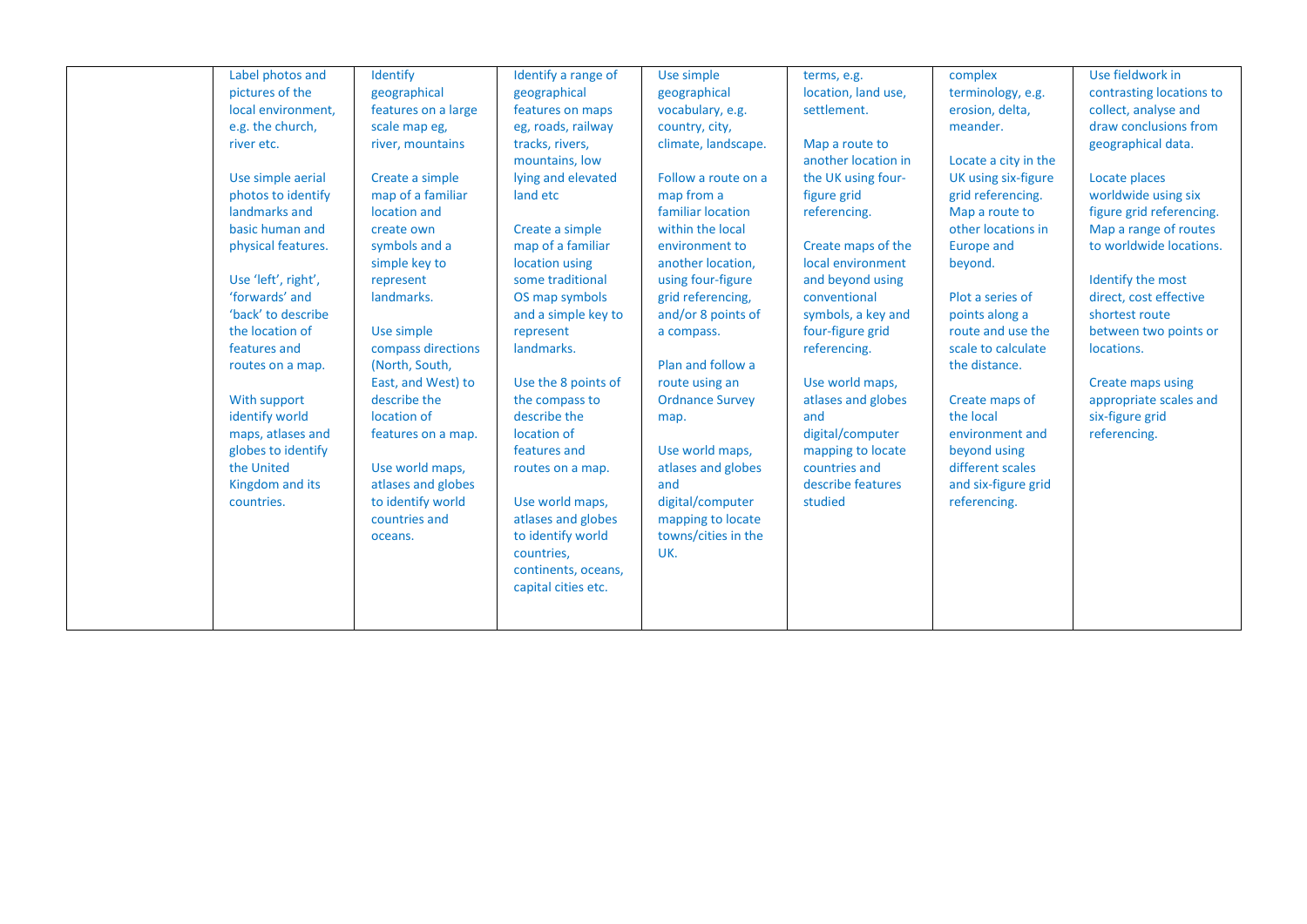| | | | | | | | |
|---|---|---|---|---|---|---|---|
| | Label photos and pictures of the local environment, e.g. the church, river etc.<br><br>Use simple aerial photos to identify landmarks and basic human and physical features.<br><br>Use 'left', right', 'forwards' and 'back' to describe the location of features and routes on a map.<br><br>With support identify world maps, atlases and globes to identify the United Kingdom and its countries. | Identify geographical features on a large scale map eg, river, mountains<br><br>Create a simple map of a familiar location and create own symbols and a simple key to represent landmarks.<br><br>Use simple compass directions (North, South, East, and West) to describe the location of features on a map.<br><br>Use world maps, atlases and globes to identify world countries and oceans. | Identify a range of geographical features on maps eg, roads, railway tracks, rivers, mountains, low lying and elevated land etc<br><br>Create a simple map of a familiar location using some traditional OS map symbols and a simple key to represent landmarks.<br><br>Use the 8 points of the compass to describe the location of features and routes on a map.<br><br>Use world maps, atlases and globes to identify world countries, continents, oceans, capital cities etc. | Use simple geographical vocabulary, e.g. country, city, climate, landscape.<br><br>Follow a route on a map from a familiar location within the local environment to another location, using four-figure grid referencing, and/or 8 points of a compass.<br><br>Plan and follow a route using an Ordnance Survey map.<br><br>Use world maps, atlases and globes and digital/computer mapping to locate towns/cities in the UK. | terms, e.g. location, land use, settlement.<br><br>Map a route to another location in the UK using four-figure grid referencing.<br><br>Create maps of the local environment and beyond using conventional symbols, a key and four-figure grid referencing.<br><br>Use world maps, atlases and globes and digital/computer mapping to locate countries and describe features studied | complex terminology, e.g. erosion, delta, meander.<br><br>Locate a city in the UK using six-figure grid referencing. Map a route to other locations in Europe and beyond.<br><br>Plot a series of points along a route and use the scale to calculate the distance.<br><br>Create maps of the local environment and beyond using different scales and six-figure grid referencing. | Use fieldwork in contrasting locations to collect, analyse and draw conclusions from geographical data.<br><br>Locate places worldwide using six figure grid referencing. Map a range of routes to worldwide locations.<br><br>Identify the most direct, cost effective shortest route between two points or locations.<br><br>Create maps using appropriate scales and six-figure grid referencing. |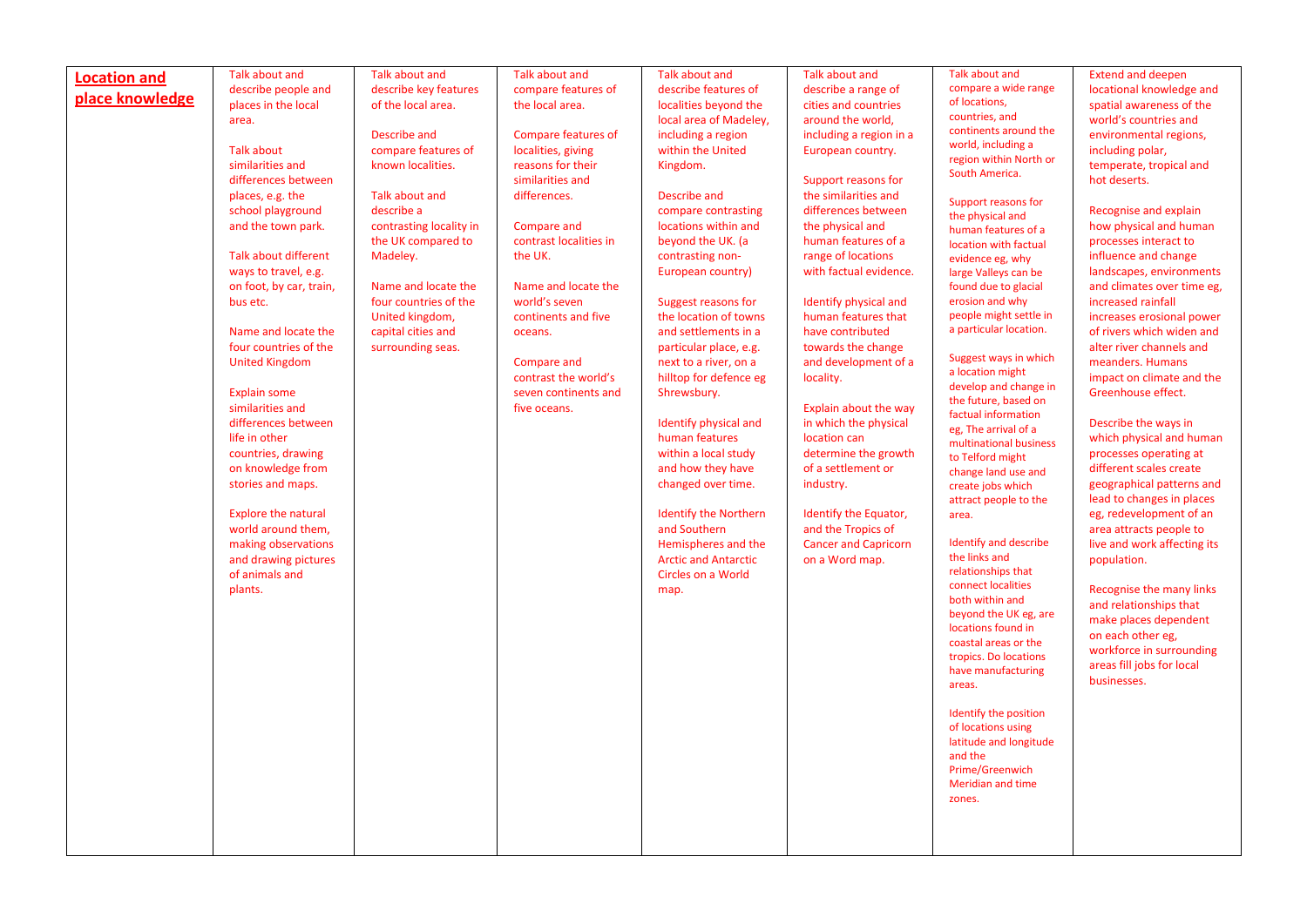| **Location and place knowledge** | Talk about and describe people and places in the local area.<br><br>Talk about similarities and differences between places, e.g. the school playground and the town park.<br><br>Talk about different ways to travel, e.g. on foot, by car, train, bus etc.<br><br>Name and locate the four countries of the United Kingdom<br><br>Explain some similarities and differences between life in other countries, drawing on knowledge from stories and maps.<br><br>Explore the natural world around them, making observations and drawing pictures of animals and plants. | Talk about and describe key features of the local area.<br><br>Describe and compare features of known localities.<br><br>Talk about and describe a contrasting locality in the UK compared to Madeley.<br><br>Name and locate the four countries of the United kingdom, capital cities and surrounding seas. | Talk about and compare features of the local area.<br><br>Compare features of localities, giving reasons for their similarities and differences.<br><br>Compare and contrast localities in the UK.<br><br>Name and locate the world's seven continents and five oceans.<br><br>Compare and contrast the world's seven continents and five oceans. | Talk about and describe features of localities beyond the local area of Madeley, including a region within the United Kingdom.<br><br>Describe and compare contrasting locations within and beyond the UK. (a contrasting non-European country)<br><br>Suggest reasons for the location of towns and settlements in a particular place, e.g. next to a river, on a hilltop for defence eg Shrewsbury.<br><br>Identify physical and human features within a local study and how they have changed over time.<br><br>Identify the Northern and Southern Hemispheres and the Arctic and Antarctic Circles on a World map. | Talk about and describe a range of cities and countries around the world, including a region in a European country.<br><br>Support reasons for the similarities and differences between the physical and human features of a range of locations with factual evidence.<br><br>Identify physical and human features that have contributed towards the change and development of a locality.<br><br>Explain about the way in which the physical location can determine the growth of a settlement or industry.<br><br>Identify the Equator, and the Tropics of Cancer and Capricorn on a Word map. | Talk about and compare a wide range of locations, countries, and continents around the world, including a region within North or South America.<br><br>Support reasons for the physical and human features of a location with factual evidence eg, why large Valleys can be found due to glacial erosion and why people might settle in a particular location.<br><br>Suggest ways in which a location might develop and change in the future, based on factual information eg, The arrival of a multinational business to Telford might change land use and create jobs which attract people to the area.<br><br>Identify and describe the links and relationships that connect localities both within and beyond the UK eg, are locations found in coastal areas or the tropics. Do locations have manufacturing areas.<br><br>Identify the position of locations using latitude and longitude and the Prime/Greenwich Meridian and time zones. | Extend and deepen locational knowledge and spatial awareness of the world's countries and environmental regions, including polar, temperate, tropical and hot deserts.<br><br>Recognise and explain how physical and human processes interact to influence and change landscapes, environments and climates over time eg, increased rainfall increases erosional power of rivers which widen and alter river channels and meanders. Humans impact on climate and the Greenhouse effect.<br><br>Describe the ways in which physical and human processes operating at different scales create geographical patterns and lead to changes in places eg, redevelopment of an area attracts people to live and work affecting its population.<br><br>Recognise the many links and relationships that make places dependent on each other eg, workforce in surrounding areas fill jobs for local businesses. |
|---|---|---|---|---|---|---|---|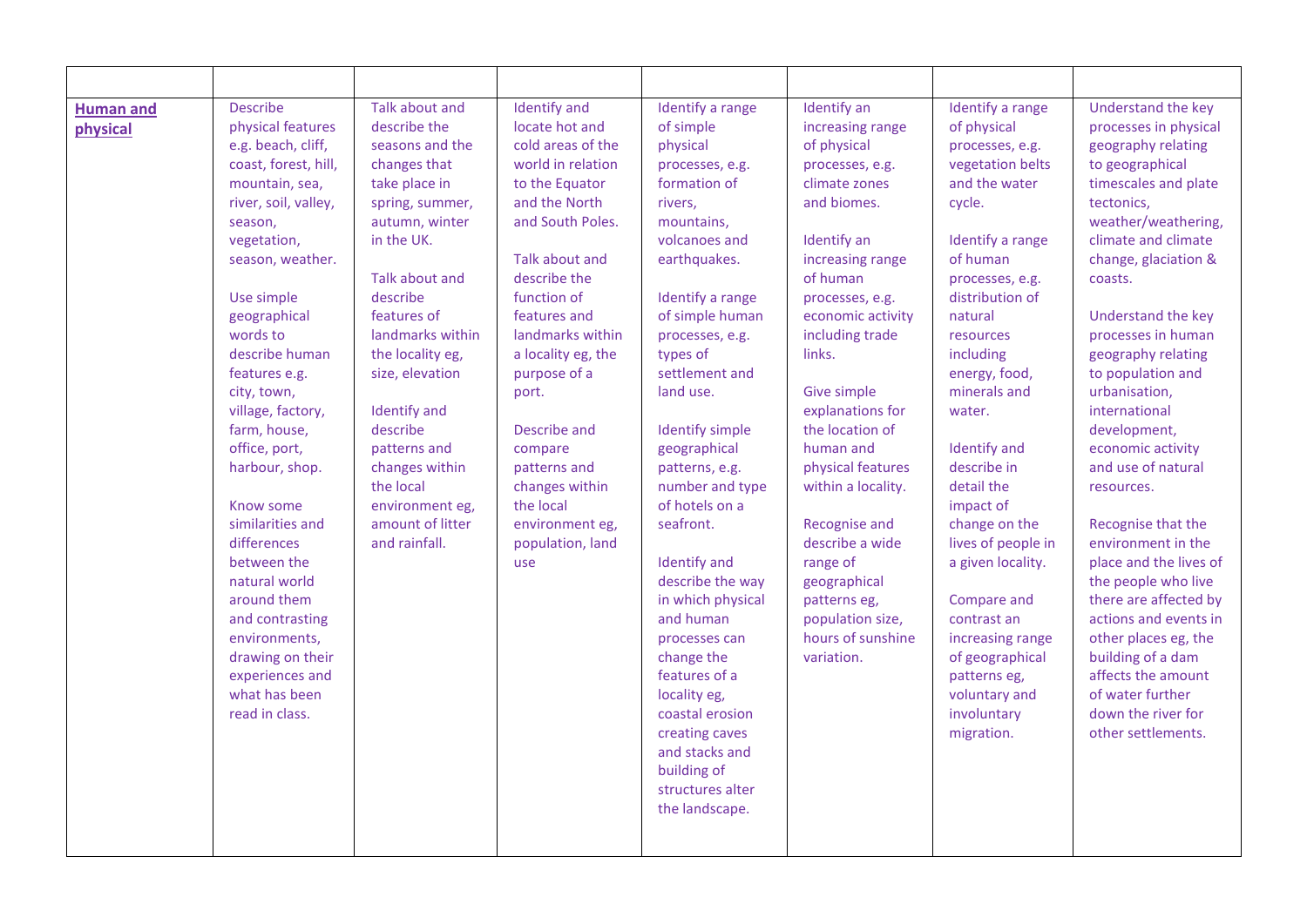| | | | | | | | |
|---|---|---|---|---|---|---|---|
| **Human and physical** | Describe physical features e.g. beach, cliff, coast, forest, hill, mountain, sea, river, soil, valley, season, vegetation, season, weather.<br><br>Use simple geographical words to describe human features e.g. city, town, village, factory, farm, house, office, port, harbour, shop.<br><br>Know some similarities and differences between the natural world around them and contrasting environments, drawing on their experiences and what has been read in class. | Talk about and describe the seasons and the changes that take place in spring, summer, autumn, winter in the UK.<br><br>Talk about and describe features of landmarks within the locality eg, size, elevation<br><br>Identify and describe patterns and changes within the local environment eg, amount of litter and rainfall. | Identify and locate hot and cold areas of the world in relation to the Equator and the North and South Poles.<br><br>Talk about and describe the function of features and landmarks within a locality eg, the purpose of a port.<br><br>Describe and compare patterns and changes within the local environment eg, population, land use | Identify a range of simple physical processes, e.g. formation of rivers, mountains, volcanoes and earthquakes.<br><br>Identify a range of simple human processes, e.g. types of settlement and land use.<br><br>Identify simple geographical patterns, e.g. number and type of hotels on a seafront.<br><br>Identify and describe the way in which physical and human processes can change the features of a locality eg, coastal erosion creating caves and stacks and building of structures alter the landscape. | Identify an increasing range of physical processes, e.g. climate zones and biomes.<br><br>Identify an increasing range of human processes, e.g. economic activity including trade links.<br><br>Give simple explanations for the location of human and physical features within a locality.<br><br>Recognise and describe a wide range of geographical patterns eg, population size, hours of sunshine variation. | Identify a range of physical processes, e.g. vegetation belts and the water cycle.<br><br>Identify a range of human processes, e.g. distribution of natural resources including energy, food, minerals and water.<br><br>Identify and describe in detail the impact of change on the lives of people in a given locality.<br><br>Compare and contrast an increasing range of geographical patterns eg, voluntary and involuntary migration. | Understand the key processes in physical geography relating to geographical timescales and plate tectonics, weather/weathering, climate and climate change, glaciation & coasts.<br><br>Understand the key processes in human geography relating to population and urbanisation, international development, economic activity and use of natural resources.<br><br>Recognise that the environment in the place and the lives of the people who live there are affected by actions and events in other places eg, the building of a dam affects the amount of water further down the river for other settlements. |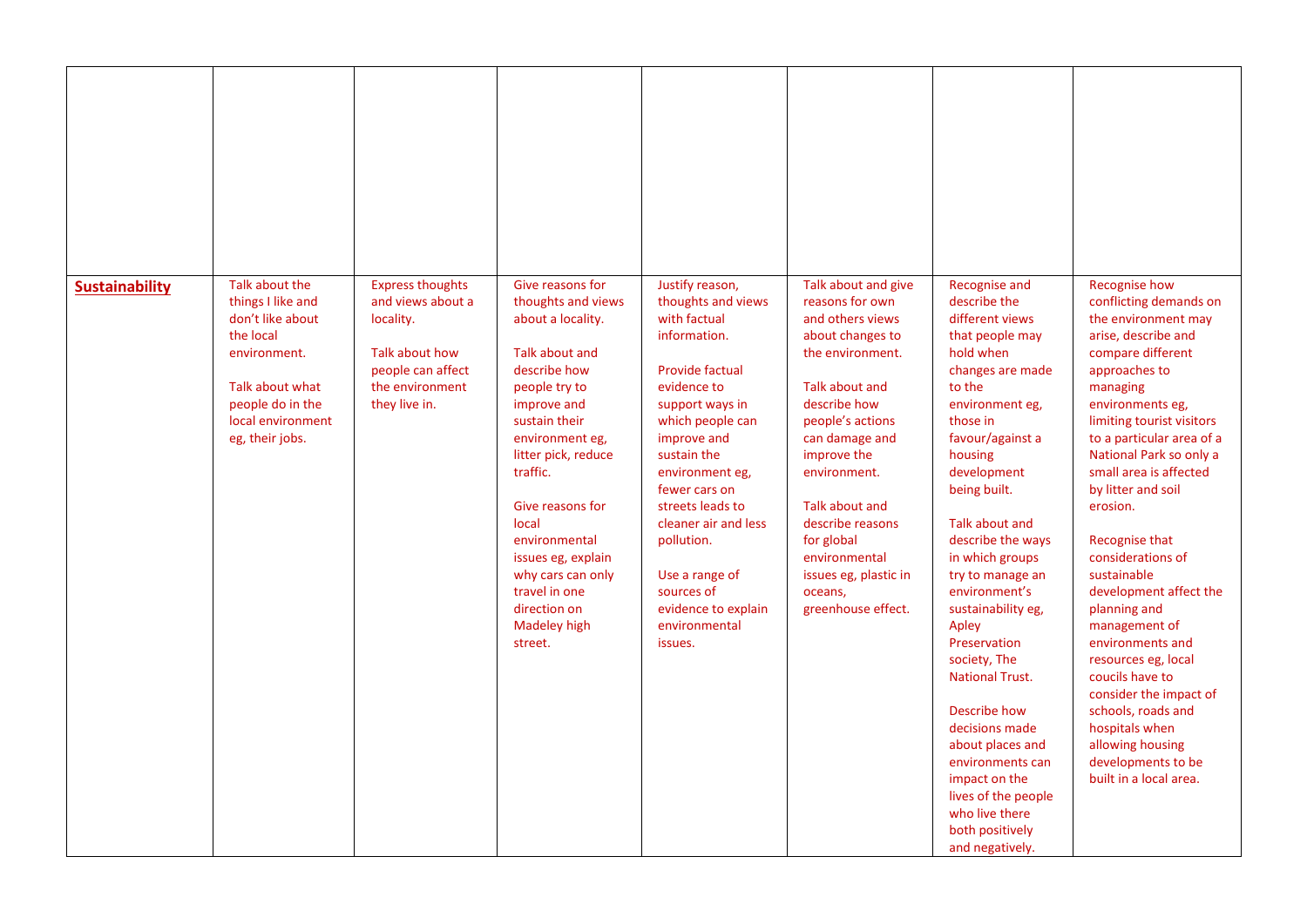| | | | | | | | |
|---|---|---|---|---|---|---|---|
| **Sustainability** | Talk about the things I like and don't like about the local environment.<br><br>Talk about what people do in the local environment eg, their jobs. | Express thoughts and views about a locality.<br><br>Talk about how people can affect the environment they live in. | Give reasons for thoughts and views about a locality.<br><br>Talk about and describe how people try to improve and sustain their environment eg, litter pick, reduce traffic.<br><br>Give reasons for local environmental issues eg, explain why cars can only travel in one direction on Madeley high street. | Justify reason, thoughts and views with factual information.<br><br>Provide factual evidence to support ways in which people can improve and sustain the environment eg, fewer cars on streets leads to cleaner air and less pollution.<br><br>Use a range of sources of evidence to explain environmental issues. | Talk about and give reasons for own and others views about changes to the environment.<br><br>Talk about and describe how people's actions can damage and improve the environment.<br><br>Talk about and describe reasons for global environmental issues eg, plastic in oceans, greenhouse effect. | Recognise and describe the different views that people may hold when changes are made to the environment eg, those in favour/against a housing development being built.<br><br>Talk about and describe the ways in which groups try to manage an environment's sustainability eg, Apley Preservation society, The National Trust.<br><br>Describe how decisions made about places and environments can impact on the lives of the people who live there both positively and negatively. | Recognise how conflicting demands on the environment may arise, describe and compare different approaches to managing environments eg, limiting tourist visitors to a particular area of a National Park so only a small area is affected by litter and soil erosion.<br><br>Recognise that considerations of sustainable development affect the planning and management of environments and resources eg, local coucils have to consider the impact of schools, roads and hospitals when allowing housing developments to be built in a local area. |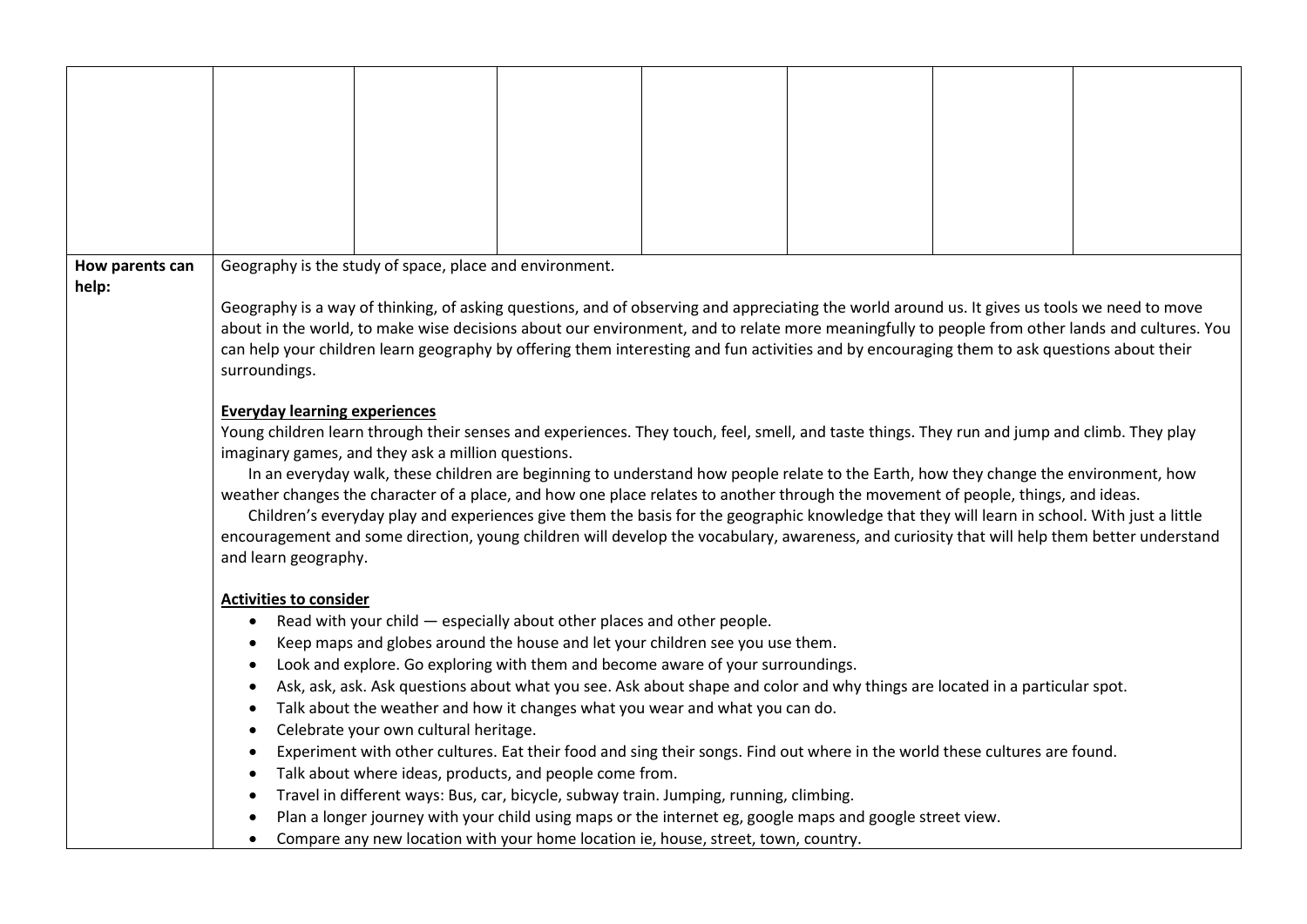| | | | | | | | |
|---|---|---|---|---|---|---|---|
| | | | | | | | |
| **How parents can help:** | Geography is the study of space, place and environment.<br><br>Geography is a way of thinking, of asking questions, and of observing and appreciating the world around us. It gives us tools we need to move about in the world, to make wise decisions about our environment, and to relate more meaningfully to people from other lands and cultures. You can help your children learn geography by offering them interesting and fun activities and by encouraging them to ask questions about their surroundings.<br><br>**<u>Everyday learning experiences</u>**<br>Young children learn through their senses and experiences. They touch, feel, smell, and taste things. They run and jump and climb. They play imaginary games, and they ask a million questions.<br>In an everyday walk, these children are beginning to understand how people relate to the Earth, how they change the environment, how weather changes the character of a place, and how one place relates to another through the movement of people, things, and ideas.<br>Children's everyday play and experiences give them the basis for the geographic knowledge that they will learn in school. With just a little encouragement and some direction, young children will develop the vocabulary, awareness, and curiosity that will help them better understand and learn geography.<br><br>**<u>Activities to consider</u>**<br>• Read with your child — especially about other places and other people.<br>• Keep maps and globes around the house and let your children see you use them.<br>• Look and explore. Go exploring with them and become aware of your surroundings.<br>• Ask, ask, ask. Ask questions about what you see. Ask about shape and color and why things are located in a particular spot.<br>• Talk about the weather and how it changes what you wear and what you can do.<br>• Celebrate your own cultural heritage.<br>• Experiment with other cultures. Eat their food and sing their songs. Find out where in the world these cultures are found.<br>• Talk about where ideas, products, and people come from.<br>• Travel in different ways: Bus, car, bicycle, subway train. Jumping, running, climbing.<br>• Plan a longer journey with your child using maps or the internet eg, google maps and google street view.<br>• Compare any new location with your home location ie, house, street, town, country. | | | | | | |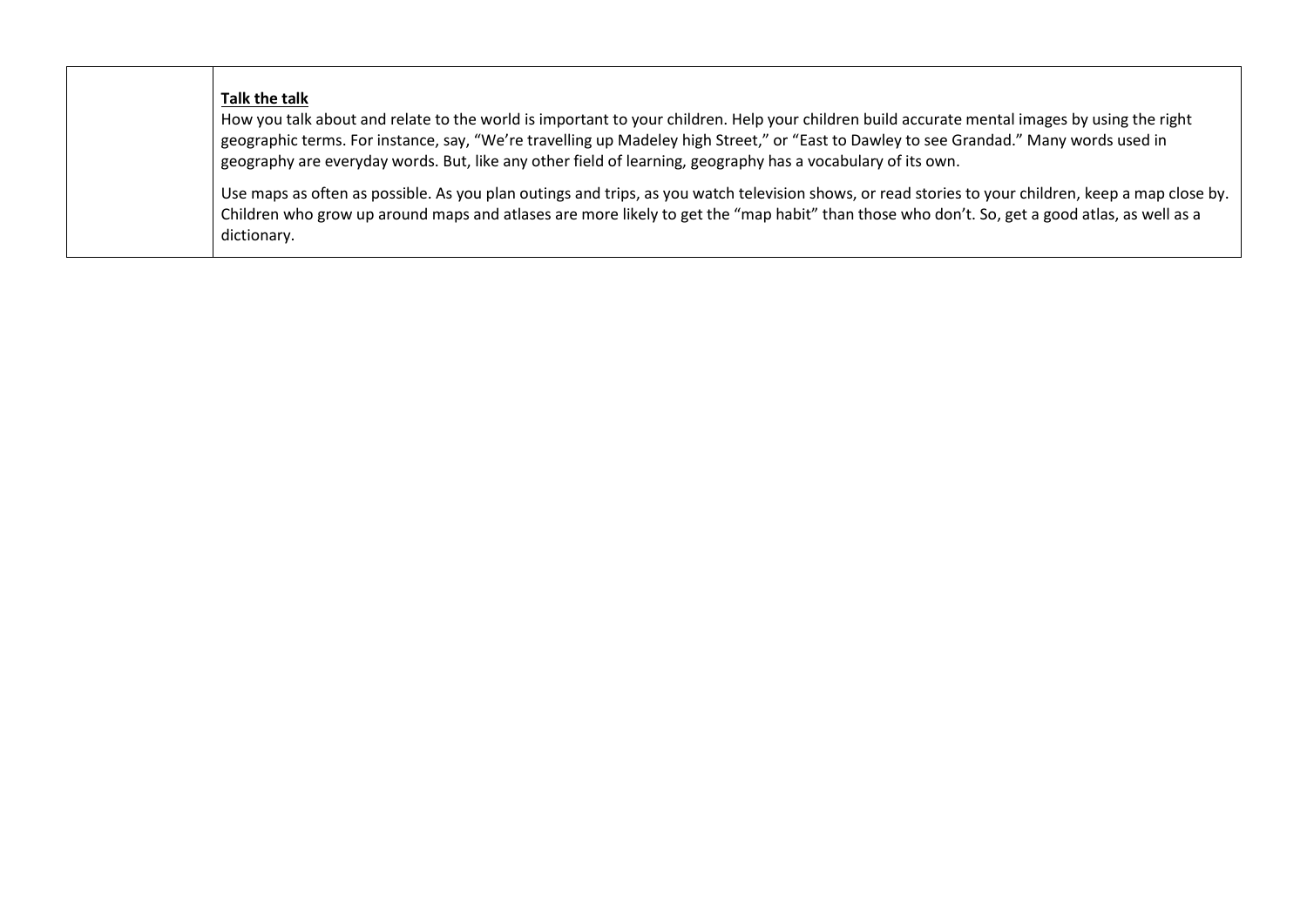| | |
|---|---|
| | **Talk the talk**<br>How you talk about and relate to the world is important to your children. Help your children build accurate mental images by using the right geographic terms. For instance, say, "We're travelling up Madeley high Street," or "East to Dawley to see Grandad." Many words used in geography are everyday words. But, like any other field of learning, geography has a vocabulary of its own.<br><br>Use maps as often as possible. As you plan outings and trips, as you watch television shows, or read stories to your children, keep a map close by. Children who grow up around maps and atlases are more likely to get the "map habit" than those who don't. So, get a good atlas, as well as a dictionary. |